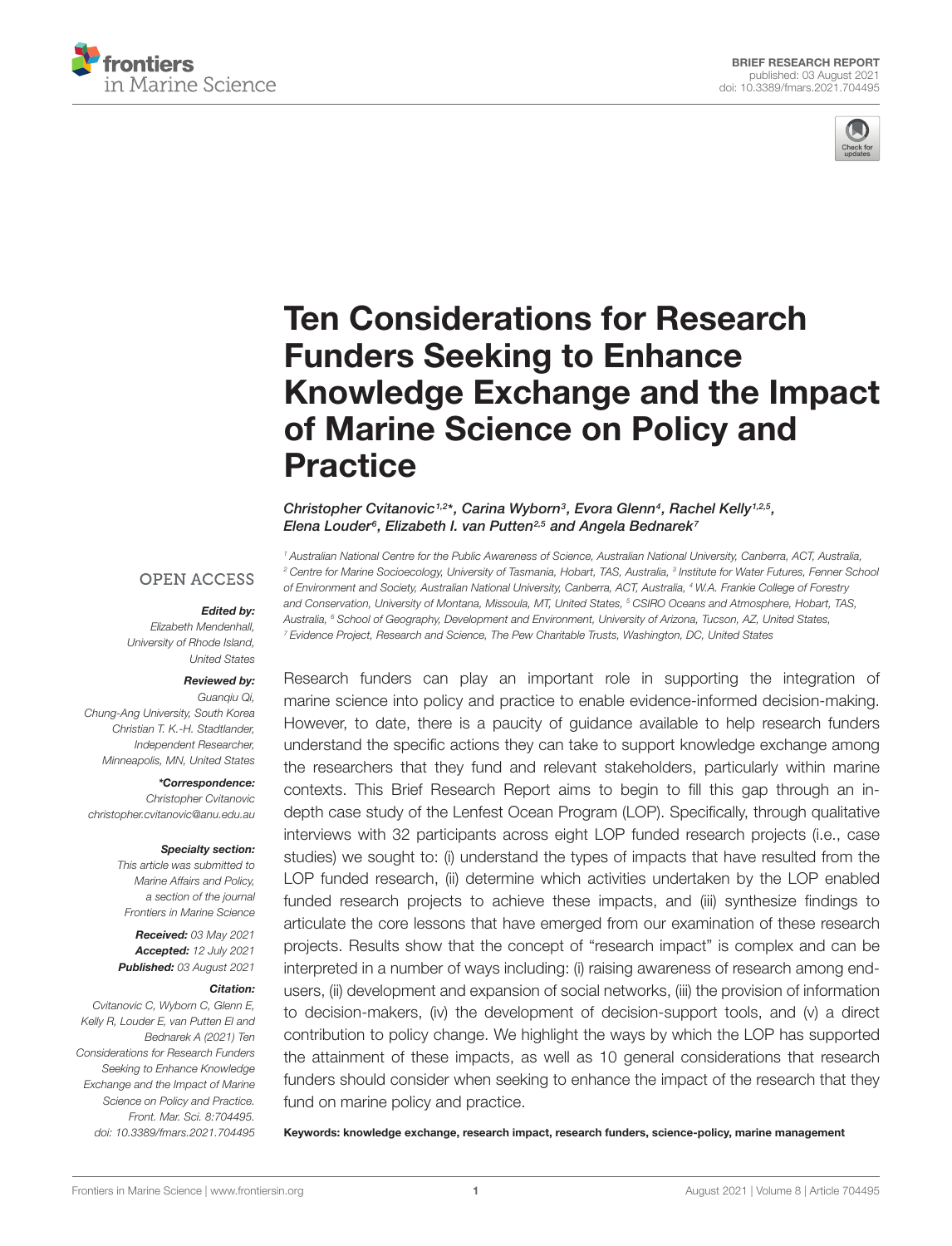BRIEF RESEARCH REPORT
published: 03 August 2021
doi: 10.3389/fmars.2021.704495

# Ten Considerations for Research Funders Seeking to Enhance Knowledge Exchange and the Impact of Marine Science on Policy and Practice

*Christopher Cvitanovic[1,2]*, Carina Wyborn[3], Evora Glenn[4], Rachel Kelly[1,2,5], Elena Louder[6], Elizabeth I. van Putten[2,5] and Angela Bednarek[7]*

[1] Australian National Centre for the Public Awareness of Science, Australian National University, Canberra, ACT, Australia, [2] Centre for Marine Socioecology, University of Tasmania, Hobart, TAS, Australia, [3] Institute for Water Futures, Fenner School of Environment and Society, Australian National University, Canberra, ACT, Australia, [4] W.A. Frankie College of Forestry and Conservation, University of Montana, Missoula, MT, United States, [5] CSIRO Oceans and Atmosphere, Hobart, TAS, Australia, [6] School of Geography, Development and Environment, University of Arizona, Tucson, AZ, United States, [7] Evidence Project, Research and Science, The Pew Charitable Trusts, Washington, DC, United States

OPEN ACCESS

***Edited by:***
Elizabeth Mendenhall,
University of Rhode Island,
United States

***Reviewed by:***
Guanqiu Qi,
Chung-Ang University, South Korea
Christian T. K.-H. Stadtlander,
Independent Researcher,
Minneapolis, MN, United States

***\*Correspondence:***
Christopher Cvitanovic
christopher.cvitanovic@anu.edu.au

***Specialty section:***
This article was submitted to
Marine Affairs and Policy,
a section of the journal
Frontiers in Marine Science

***Received:*** 03 May 2021
***Accepted:*** 12 July 2021
***Published:*** 03 August 2021

***Citation:***
Cvitanovic C, Wyborn C, Glenn E, Kelly R, Louder E, van Putten EI and Bednarek A (2021) Ten Considerations for Research Funders Seeking to Enhance Knowledge Exchange and the Impact of Marine Science on Policy and Practice. Front. Mar. Sci. 8:704495. doi: 10.3389/fmars.2021.704495

Research funders can play an important role in supporting the integration of marine science into policy and practice to enable evidence-informed decision-making. However, to date, there is a paucity of guidance available to help research funders understand the specific actions they can take to support knowledge exchange among the researchers that they fund and relevant stakeholders, particularly within marine contexts. This Brief Research Report aims to begin to fill this gap through an in-depth case study of the Lenfest Ocean Program (LOP). Specifically, through qualitative interviews with 32 participants across eight LOP funded research projects (i.e., case studies) we sought to: (i) understand the types of impacts that have resulted from the LOP funded research, (ii) determine which activities undertaken by the LOP enabled funded research projects to achieve these impacts, and (iii) synthesize findings to articulate the core lessons that have emerged from our examination of these research projects. Results show that the concept of "research impact" is complex and can be interpreted in a number of ways including: (i) raising awareness of research among end-users, (ii) development and expansion of social networks, (iii) the provision of information to decision-makers, (iv) the development of decision-support tools, and (v) a direct contribution to policy change. We highlight the ways by which the LOP has supported the attainment of these impacts, as well as 10 general considerations that research funders should consider when seeking to enhance the impact of the research that they fund on marine policy and practice.

**Keywords: knowledge exchange, research impact, research funders, science-policy, marine management**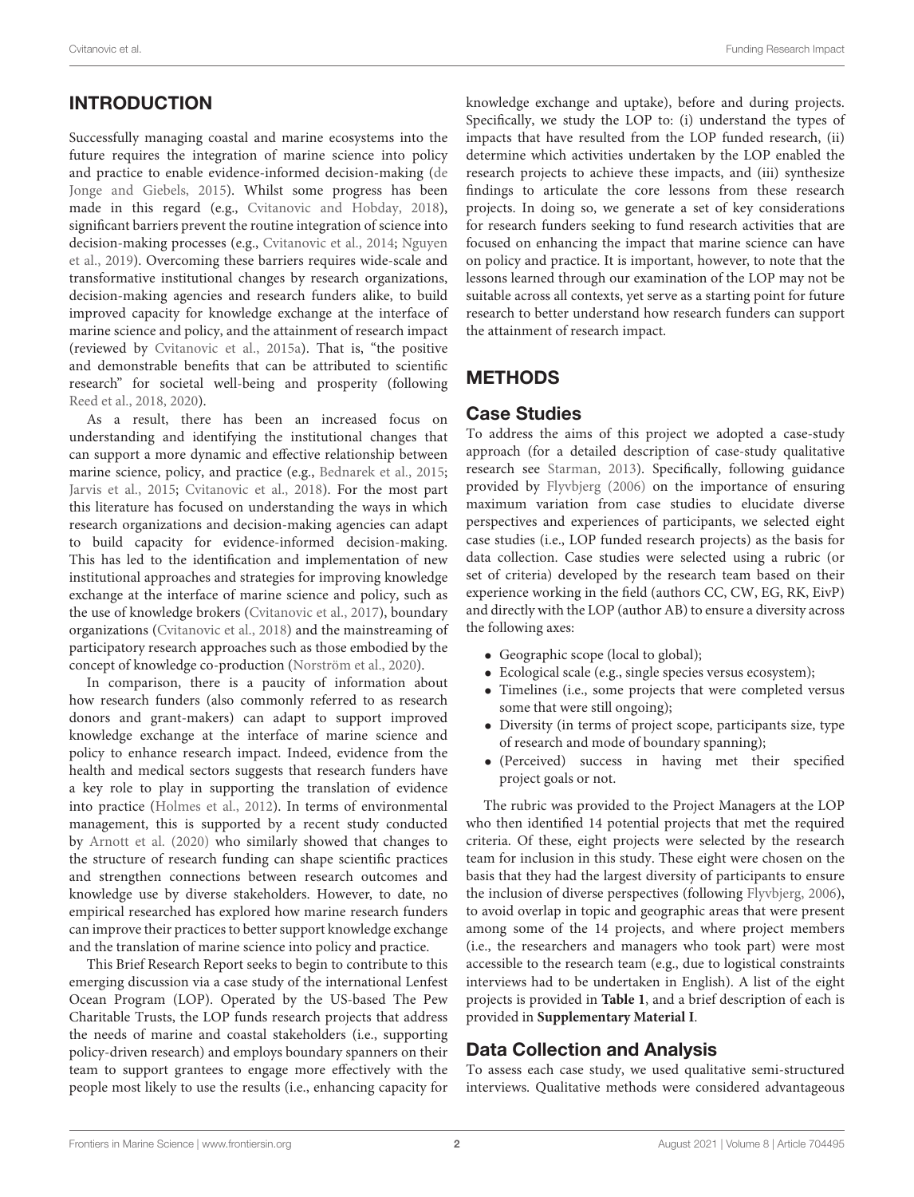## INTRODUCTION

Successfully managing coastal and marine ecosystems into the future requires the integration of marine science into policy and practice to enable evidence-informed decision-making (de Jonge and Giebels, 2015). Whilst some progress has been made in this regard (e.g., Cvitanovic and Hobday, 2018), significant barriers prevent the routine integration of science into decision-making processes (e.g., Cvitanovic et al., 2014; Nguyen et al., 2019). Overcoming these barriers requires wide-scale and transformative institutional changes by research organizations, decision-making agencies and research funders alike, to build improved capacity for knowledge exchange at the interface of marine science and policy, and the attainment of research impact (reviewed by Cvitanovic et al., 2015a). That is, "the positive and demonstrable benefits that can be attributed to scientific research" for societal well-being and prosperity (following Reed et al., 2018, 2020).

As a result, there has been an increased focus on understanding and identifying the institutional changes that can support a more dynamic and effective relationship between marine science, policy, and practice (e.g., Bednarek et al., 2015; Jarvis et al., 2015; Cvitanovic et al., 2018). For the most part this literature has focused on understanding the ways in which research organizations and decision-making agencies can adapt to build capacity for evidence-informed decision-making. This has led to the identification and implementation of new institutional approaches and strategies for improving knowledge exchange at the interface of marine science and policy, such as the use of knowledge brokers (Cvitanovic et al., 2017), boundary organizations (Cvitanovic et al., 2018) and the mainstreaming of participatory research approaches such as those embodied by the concept of knowledge co-production (Norström et al., 2020).

In comparison, there is a paucity of information about how research funders (also commonly referred to as research donors and grant-makers) can adapt to support improved knowledge exchange at the interface of marine science and policy to enhance research impact. Indeed, evidence from the health and medical sectors suggests that research funders have a key role to play in supporting the translation of evidence into practice (Holmes et al., 2012). In terms of environmental management, this is supported by a recent study conducted by Arnott et al. (2020) who similarly showed that changes to the structure of research funding can shape scientific practices and strengthen connections between research outcomes and knowledge use by diverse stakeholders. However, to date, no empirical researched has explored how marine research funders can improve their practices to better support knowledge exchange and the translation of marine science into policy and practice.

This Brief Research Report seeks to begin to contribute to this emerging discussion via a case study of the international Lenfest Ocean Program (LOP). Operated by the US-based The Pew Charitable Trusts, the LOP funds research projects that address the needs of marine and coastal stakeholders (i.e., supporting policy-driven research) and employs boundary spanners on their team to support grantees to engage more effectively with the people most likely to use the results (i.e., enhancing capacity for knowledge exchange and uptake), before and during projects. Specifically, we study the LOP to: (i) understand the types of impacts that have resulted from the LOP funded research, (ii) determine which activities undertaken by the LOP enabled the research projects to achieve these impacts, and (iii) synthesize findings to articulate the core lessons from these research projects. In doing so, we generate a set of key considerations for research funders seeking to fund research activities that are focused on enhancing the impact that marine science can have on policy and practice. It is important, however, to note that the lessons learned through our examination of the LOP may not be suitable across all contexts, yet serve as a starting point for future research to better understand how research funders can support the attainment of research impact.

## METHODS

### Case Studies

To address the aims of this project we adopted a case-study approach (for a detailed description of case-study qualitative research see Starman, 2013). Specifically, following guidance provided by Flyvbjerg (2006) on the importance of ensuring maximum variation from case studies to elucidate diverse perspectives and experiences of participants, we selected eight case studies (i.e., LOP funded research projects) as the basis for data collection. Case studies were selected using a rubric (or set of criteria) developed by the research team based on their experience working in the field (authors CC, CW, EG, RK, EivP) and directly with the LOP (author AB) to ensure a diversity across the following axes:

- Geographic scope (local to global);
- Ecological scale (e.g., single species versus ecosystem);
- Timelines (i.e., some projects that were completed versus some that were still ongoing);
- Diversity (in terms of project scope, participants size, type of research and mode of boundary spanning);
- (Perceived) success in having met their specified project goals or not.

The rubric was provided to the Project Managers at the LOP who then identified 14 potential projects that met the required criteria. Of these, eight projects were selected by the research team for inclusion in this study. These eight were chosen on the basis that they had the largest diversity of participants to ensure the inclusion of diverse perspectives (following Flyvbjerg, 2006), to avoid overlap in topic and geographic areas that were present among some of the 14 projects, and where project members (i.e., the researchers and managers who took part) were most accessible to the research team (e.g., due to logistical constraints interviews had to be undertaken in English). A list of the eight projects is provided in **Table 1**, and a brief description of each is provided in **Supplementary Material I**.

### Data Collection and Analysis

To assess each case study, we used qualitative semi-structured interviews. Qualitative methods were considered advantageous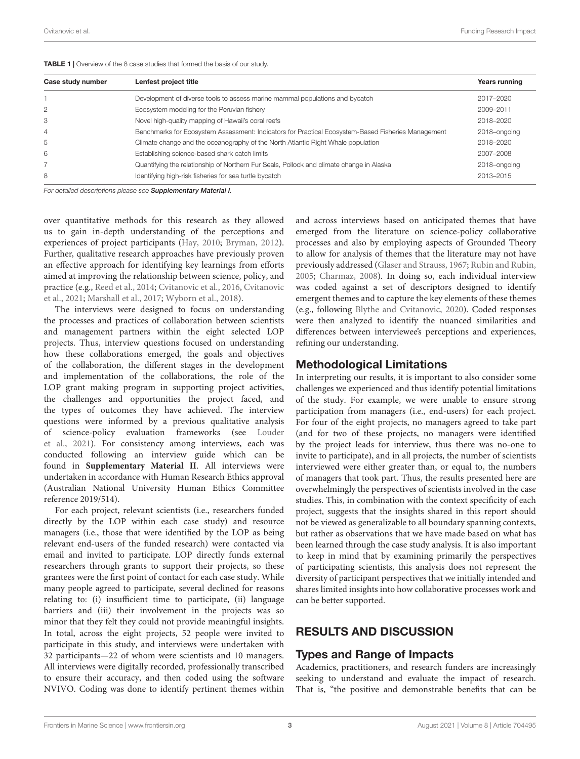**TABLE 1 |** Overview of the 8 case studies that formed the basis of our study.

| Case study number | Lenfest project title | Years running |
|---|---|---|
| 1 | Development of diverse tools to assess marine mammal populations and bycatch | 2017–2020 |
| 2 | Ecosystem modeling for the Peruvian fishery | 2009–2011 |
| 3 | Novel high-quality mapping of Hawaii's coral reefs | 2018–2020 |
| 4 | Benchmarks for Ecosystem Assessment: Indicators for Practical Ecosystem-Based Fisheries Management | 2018–ongoing |
| 5 | Climate change and the oceanography of the North Atlantic Right Whale population | 2018–2020 |
| 6 | Establishing science-based shark catch limits | 2007–2008 |
| 7 | Quantifying the relationship of Northern Fur Seals, Pollock and climate change in Alaska | 2018–ongoing |
| 8 | Identifying high-risk fisheries for sea turtle bycatch | 2013–2015 |

*For detailed descriptions please see **Supplementary Material I**.*

over quantitative methods for this research as they allowed us to gain in-depth understanding of the perceptions and experiences of project participants (Hay, 2010; Bryman, 2012). Further, qualitative research approaches have previously proven an effective approach for identifying key learnings from efforts aimed at improving the relationship between science, policy, and practice (e.g., Reed et al., 2014; Cvitanovic et al., 2016, Cvitanovic et al., 2021; Marshall et al., 2017; Wyborn et al., 2018).

The interviews were designed to focus on understanding the processes and practices of collaboration between scientists and management partners within the eight selected LOP projects. Thus, interview questions focused on understanding how these collaborations emerged, the goals and objectives of the collaboration, the different stages in the development and implementation of the collaborations, the role of the LOP grant making program in supporting project activities, the challenges and opportunities the project faced, and the types of outcomes they have achieved. The interview questions were informed by a previous qualitative analysis of science-policy evaluation frameworks (see Louder et al., 2021). For consistency among interviews, each was conducted following an interview guide which can be found in **Supplementary Material II**. All interviews were undertaken in accordance with Human Research Ethics approval (Australian National University Human Ethics Committee reference 2019/514).

For each project, relevant scientists (i.e., researchers funded directly by the LOP within each case study) and resource managers (i.e., those that were identified by the LOP as being relevant end-users of the funded research) were contacted via email and invited to participate. LOP directly funds external researchers through grants to support their projects, so these grantees were the first point of contact for each case study. While many people agreed to participate, several declined for reasons relating to: (i) insufficient time to participate, (ii) language barriers and (iii) their involvement in the projects was so minor that they felt they could not provide meaningful insights. In total, across the eight projects, 52 people were invited to participate in this study, and interviews were undertaken with 32 participants—22 of whom were scientists and 10 managers. All interviews were digitally recorded, professionally transcribed to ensure their accuracy, and then coded using the software NVIVO. Coding was done to identify pertinent themes within and across interviews based on anticipated themes that have emerged from the literature on science-policy collaborative processes and also by employing aspects of Grounded Theory to allow for analysis of themes that the literature may not have previously addressed (Glaser and Strauss, 1967; Rubin and Rubin, 2005; Charmaz, 2008). In doing so, each individual interview was coded against a set of descriptors designed to identify emergent themes and to capture the key elements of these themes (e.g., following Blythe and Cvitanovic, 2020). Coded responses were then analyzed to identify the nuanced similarities and differences between interviewee's perceptions and experiences, refining our understanding.

## Methodological Limitations

In interpreting our results, it is important to also consider some challenges we experienced and thus identify potential limitations of the study. For example, we were unable to ensure strong participation from managers (i.e., end-users) for each project. For four of the eight projects, no managers agreed to take part (and for two of these projects, no managers were identified by the project leads for interview, thus there was no-one to invite to participate), and in all projects, the number of scientists interviewed were either greater than, or equal to, the numbers of managers that took part. Thus, the results presented here are overwhelmingly the perspectives of scientists involved in the case studies. This, in combination with the context specificity of each project, suggests that the insights shared in this report should not be viewed as generalizable to all boundary spanning contexts, but rather as observations that we have made based on what has been learned through the case study analysis. It is also important to keep in mind that by examining primarily the perspectives of participating scientists, this analysis does not represent the diversity of participant perspectives that we initially intended and shares limited insights into how collaborative processes work and can be better supported.

# RESULTS AND DISCUSSION

## Types and Range of Impacts

Academics, practitioners, and research funders are increasingly seeking to understand and evaluate the impact of research. That is, "the positive and demonstrable benefits that can be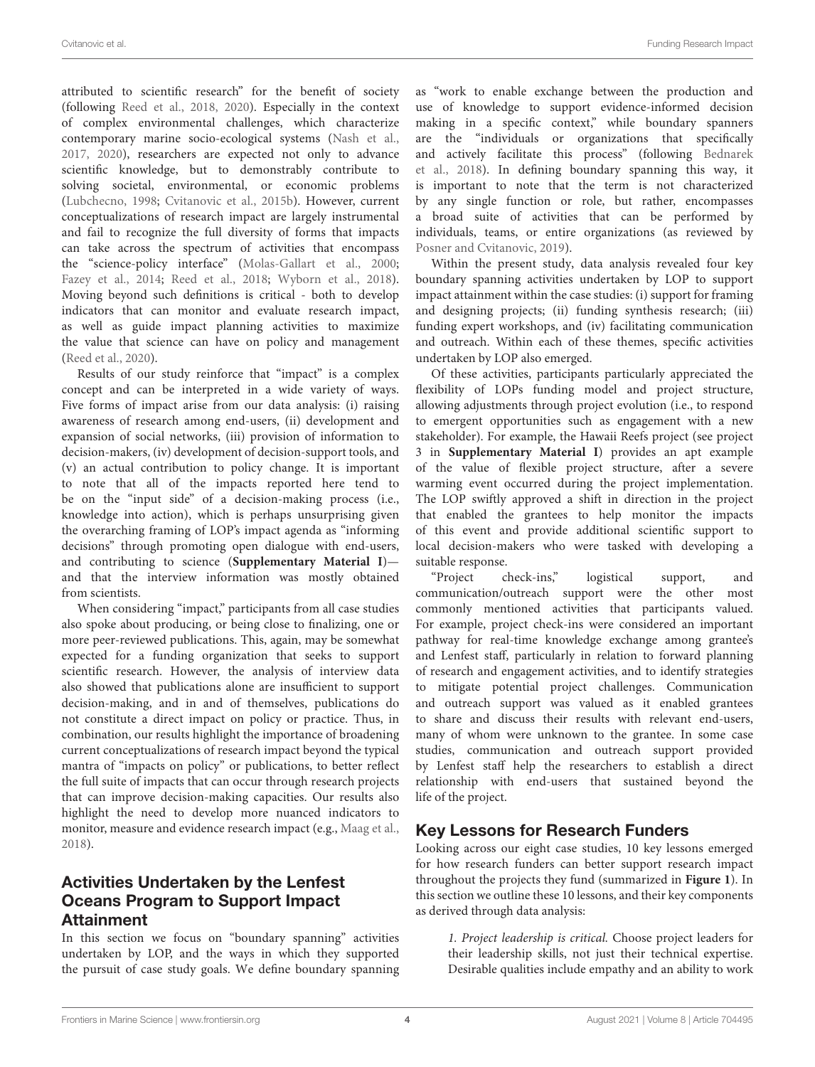attributed to scientific research" for the benefit of society (following Reed et al., 2018, 2020). Especially in the context of complex environmental challenges, which characterize contemporary marine socio-ecological systems (Nash et al., 2017, 2020), researchers are expected not only to advance scientific knowledge, but to demonstrably contribute to solving societal, environmental, or economic problems (Lubchecno, 1998; Cvitanovic et al., 2015b). However, current conceptualizations of research impact are largely instrumental and fail to recognize the full diversity of forms that impacts can take across the spectrum of activities that encompass the "science-policy interface" (Molas-Gallart et al., 2000; Fazey et al., 2014; Reed et al., 2018; Wyborn et al., 2018). Moving beyond such definitions is critical - both to develop indicators that can monitor and evaluate research impact, as well as guide impact planning activities to maximize the value that science can have on policy and management (Reed et al., 2020).

Results of our study reinforce that "impact" is a complex concept and can be interpreted in a wide variety of ways. Five forms of impact arise from our data analysis: (i) raising awareness of research among end-users, (ii) development and expansion of social networks, (iii) provision of information to decision-makers, (iv) development of decision-support tools, and (v) an actual contribution to policy change. It is important to note that all of the impacts reported here tend to be on the "input side" of a decision-making process (i.e., knowledge into action), which is perhaps unsurprising given the overarching framing of LOP's impact agenda as "informing decisions" through promoting open dialogue with end-users, and contributing to science (**Supplementary Material I**)—and that the interview information was mostly obtained from scientists.

When considering "impact," participants from all case studies also spoke about producing, or being close to finalizing, one or more peer-reviewed publications. This, again, may be somewhat expected for a funding organization that seeks to support scientific research. However, the analysis of interview data also showed that publications alone are insufficient to support decision-making, and in and of themselves, publications do not constitute a direct impact on policy or practice. Thus, in combination, our results highlight the importance of broadening current conceptualizations of research impact beyond the typical mantra of "impacts on policy" or publications, to better reflect the full suite of impacts that can occur through research projects that can improve decision-making capacities. Our results also highlight the need to develop more nuanced indicators to monitor, measure and evidence research impact (e.g., Maag et al., 2018).

## Activities Undertaken by the Lenfest Oceans Program to Support Impact Attainment

In this section we focus on "boundary spanning" activities undertaken by LOP, and the ways in which they supported the pursuit of case study goals. We define boundary spanning as "work to enable exchange between the production and use of knowledge to support evidence-informed decision making in a specific context," while boundary spanners are the "individuals or organizations that specifically and actively facilitate this process" (following Bednarek et al., 2018). In defining boundary spanning this way, it is important to note that the term is not characterized by any single function or role, but rather, encompasses a broad suite of activities that can be performed by individuals, teams, or entire organizations (as reviewed by Posner and Cvitanovic, 2019).

Within the present study, data analysis revealed four key boundary spanning activities undertaken by LOP to support impact attainment within the case studies: (i) support for framing and designing projects; (ii) funding synthesis research; (iii) funding expert workshops, and (iv) facilitating communication and outreach. Within each of these themes, specific activities undertaken by LOP also emerged.

Of these activities, participants particularly appreciated the flexibility of LOPs funding model and project structure, allowing adjustments through project evolution (i.e., to respond to emergent opportunities such as engagement with a new stakeholder). For example, the Hawaii Reefs project (see project 3 in **Supplementary Material I**) provides an apt example of the value of flexible project structure, after a severe warming event occurred during the project implementation. The LOP swiftly approved a shift in direction in the project that enabled the grantees to help monitor the impacts of this event and provide additional scientific support to local decision-makers who were tasked with developing a suitable response.

"Project check-ins," logistical support, and communication/outreach support were the other most commonly mentioned activities that participants valued. For example, project check-ins were considered an important pathway for real-time knowledge exchange among grantee's and Lenfest staff, particularly in relation to forward planning of research and engagement activities, and to identify strategies to mitigate potential project challenges. Communication and outreach support was valued as it enabled grantees to share and discuss their results with relevant end-users, many of whom were unknown to the grantee. In some case studies, communication and outreach support provided by Lenfest staff help the researchers to establish a direct relationship with end-users that sustained beyond the life of the project.

## Key Lessons for Research Funders

Looking across our eight case studies, 10 key lessons emerged for how research funders can better support research impact throughout the projects they fund (summarized in **Figure 1**). In this section we outline these 10 lessons, and their key components as derived through data analysis:

> *1. Project leadership is critical.* Choose project leaders for their leadership skills, not just their technical expertise. Desirable qualities include empathy and an ability to work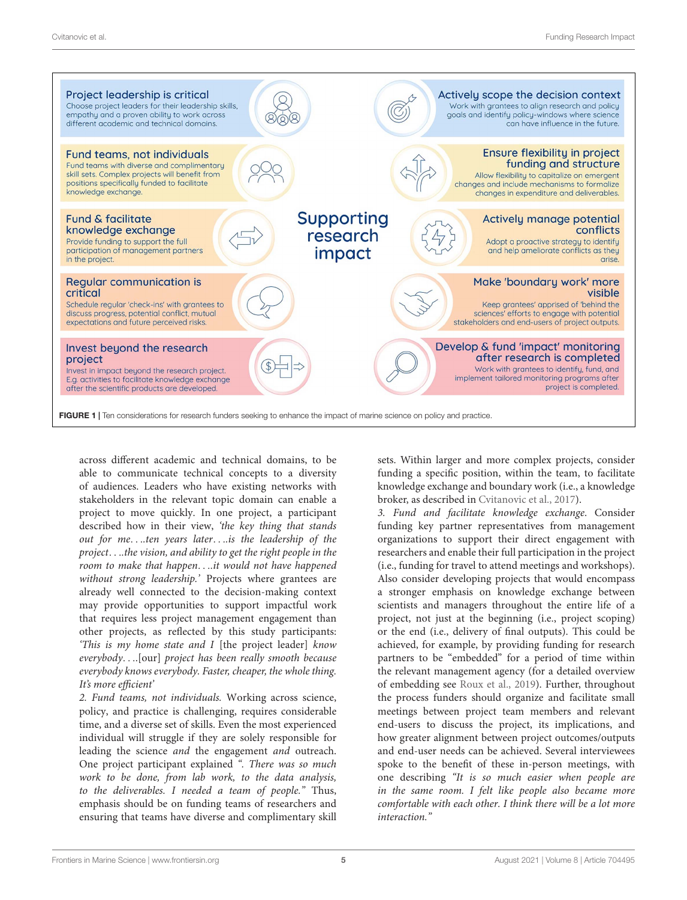**Project leadership is critical**
Choose project leaders for their leadership skills, empathy and a proven ability to work across different academic and technical domains.

**Fund teams, not individuals**
Fund teams with diverse and complimentary skill sets. Complex projects will benefit from positions specifically funded to facilitate knowledge exchange.

**Fund & facilitate knowledge exchange**
Provide funding to support the full participation of management partners in the project.

**Regular communication is critical**
Schedule regular 'check-ins' with grantees to discuss progress, potential conflict, mutual expectations and future perceived risks.

**Invest beyond the research project**
Invest in impact beyond the research project. E.g. activities to facilitate knowledge exchange after the scientific products are developed.

**Supporting research impact**

**Actively scope the decision context**
Work with grantees to align research and policy goals and identify policy-windows where science can have influence in the future.

**Ensure flexibility in project funding and structure**
Allow flexibility to capitalize on emergent changes and include mechanisms to formalize changes in expenditure and deliverables.

**Actively manage potential conflicts**
Adopt a proactive strategy to identify and help ameliorate conflicts as they arise.

**Make 'boundary work' more visible**
Keep grantees' apprised of 'behind the sciences' efforts to engage with potential stakeholders and end-users of project outputs.

**Develop & fund 'impact' monitoring after research is completed**
Work with grantees to identify, fund, and implement tailored monitoring programs after project is completed.

**FIGURE 1** | Ten considerations for research funders seeking to enhance the impact of marine science on policy and practice.

across different academic and technical domains, to be able to communicate technical concepts to a diversity of audiences. Leaders who have existing networks with stakeholders in the relevant topic domain can enable a project to move quickly. In one project, a participant described how in their view, *'the key thing that stands out for me….ten years later….is the leadership of the project….the vision, and ability to get the right people in the room to make that happen….it would not have happened without strong leadership.'* Projects where grantees are already well connected to the decision-making context may provide opportunities to support impactful work that requires less project management engagement than other projects, as reflected by this study participants: *'This is my home state and I* [the project leader] *know everybody….*[our] *project has been really smooth because everybody knows everybody. Faster, cheaper, the whole thing. It's more efficient'*

*2. Fund teams, not individuals.* Working across science, policy, and practice is challenging, requires considerable time, and a diverse set of skills. Even the most experienced individual will struggle if they are solely responsible for leading the science *and* the engagement *and* outreach. One project participant explained *". There was so much work to be done, from lab work, to the data analysis, to the deliverables. I needed a team of people."* Thus, emphasis should be on funding teams of researchers and ensuring that teams have diverse and complimentary skill sets. Within larger and more complex projects, consider funding a specific position, within the team, to facilitate knowledge exchange and boundary work (i.e., a knowledge broker, as described in Cvitanovic et al., 2017).

*3. Fund and facilitate knowledge exchange.* Consider funding key partner representatives from management organizations to support their direct engagement with researchers and enable their full participation in the project (i.e., funding for travel to attend meetings and workshops). Also consider developing projects that would encompass a stronger emphasis on knowledge exchange between scientists and managers throughout the entire life of a project, not just at the beginning (i.e., project scoping) or the end (i.e., delivery of final outputs). This could be achieved, for example, by providing funding for research partners to be "embedded" for a period of time within the relevant management agency (for a detailed overview of embedding see Roux et al., 2019). Further, throughout the process funders should organize and facilitate small meetings between project team members and relevant end-users to discuss the project, its implications, and how greater alignment between project outcomes/outputs and end-user needs can be achieved. Several interviewees spoke to the benefit of these in-person meetings, with one describing *"It is so much easier when people are in the same room. I felt like people also became more comfortable with each other. I think there will be a lot more interaction."*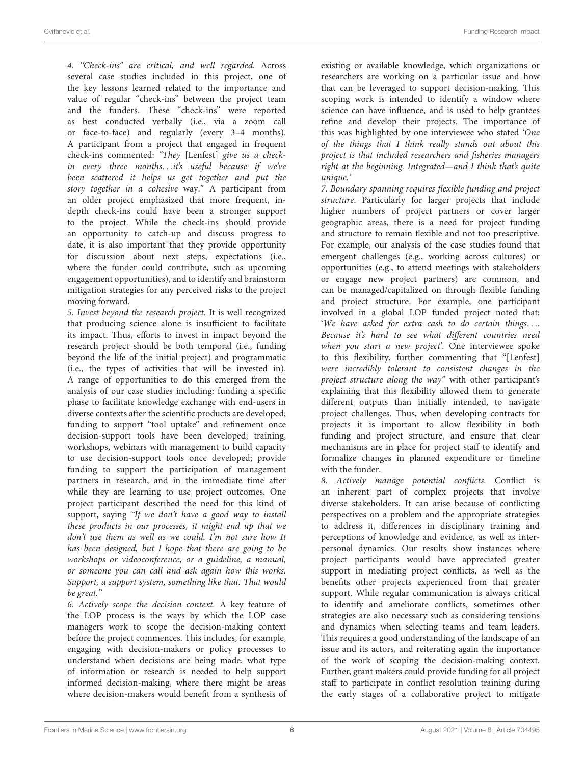*4. "Check-ins" are critical, and well regarded.* Across several case studies included in this project, one of the key lessons learned related to the importance and value of regular "check-ins" between the project team and the funders. These "check-ins" were reported as best conducted verbally (i.e., via a zoom call or face-to-face) and regularly (every 3–4 months). A participant from a project that engaged in frequent check-ins commented: *"They* [Lenfest] *give us a check-in every three months…it's useful because if we've been scattered it helps us get together and put the story together in a cohesive* way." A participant from an older project emphasized that more frequent, in-depth check-ins could have been a stronger support to the project. While the check-ins should provide an opportunity to catch-up and discuss progress to date, it is also important that they provide opportunity for discussion about next steps, expectations (i.e., where the funder could contribute, such as upcoming engagement opportunities), and to identify and brainstorm mitigation strategies for any perceived risks to the project moving forward.

*5. Invest beyond the research project.* It is well recognized that producing science alone is insufficient to facilitate its impact. Thus, efforts to invest in impact beyond the research project should be both temporal (i.e., funding beyond the life of the initial project) and programmatic (i.e., the types of activities that will be invested in). A range of opportunities to do this emerged from the analysis of our case studies including: funding a specific phase to facilitate knowledge exchange with end-users in diverse contexts after the scientific products are developed; funding to support "tool uptake" and refinement once decision-support tools have been developed; training, workshops, webinars with management to build capacity to use decision-support tools once developed; provide funding to support the participation of management partners in research, and in the immediate time after while they are learning to use project outcomes. One project participant described the need for this kind of support, saying *"If we don't have a good way to install these products in our processes, it might end up that we don't use them as well as we could. I'm not sure how It has been designed, but I hope that there are going to be workshops or videoconference, or a guideline, a manual, or someone you can call and ask again how this works. Support, a support system, something like that. That would be great."*

*6. Actively scope the decision context.* A key feature of the LOP process is the ways by which the LOP case managers work to scope the decision-making context before the project commences. This includes, for example, engaging with decision-makers or policy processes to understand when decisions are being made, what type of information or research is needed to help support informed decision-making, where there might be areas where decision-makers would benefit from a synthesis of existing or available knowledge, which organizations or researchers are working on a particular issue and how that can be leveraged to support decision-making. This scoping work is intended to identify a window where science can have influence, and is used to help grantees refine and develop their projects. The importance of this was highlighted by one interviewee who stated '*One of the things that I think really stands out about this project is that included researchers and fisheries managers right at the beginning. Integrated—and I think that's quite unique.*'

*7. Boundary spanning requires flexible funding and project structure.* Particularly for larger projects that include higher numbers of project partners or cover larger geographic areas, there is a need for project funding and structure to remain flexible and not too prescriptive. For example, our analysis of the case studies found that emergent challenges (e.g., working across cultures) or opportunities (e.g., to attend meetings with stakeholders or engage new project partners) are common, and can be managed/capitalized on through flexible funding and project structure. For example, one participant involved in a global LOP funded project noted that: '*We have asked for extra cash to do certain things…. Because it's hard to see what different countries need when you start a new project*'. One interviewee spoke to this flexibility, further commenting that "[Lenfest] *were incredibly tolerant to consistent changes in the project structure along the way"* with other participant's explaining that this flexibility allowed them to generate different outputs than initially intended, to navigate project challenges. Thus, when developing contracts for projects it is important to allow flexibility in both funding and project structure, and ensure that clear mechanisms are in place for project staff to identify and formalize changes in planned expenditure or timeline with the funder.

*8. Actively manage potential conflicts.* Conflict is an inherent part of complex projects that involve diverse stakeholders. It can arise because of conflicting perspectives on a problem and the appropriate strategies to address it, differences in disciplinary training and perceptions of knowledge and evidence, as well as inter-personal dynamics. Our results show instances where project participants would have appreciated greater support in mediating project conflicts, as well as the benefits other projects experienced from that greater support. While regular communication is always critical to identify and ameliorate conflicts, sometimes other strategies are also necessary such as considering tensions and dynamics when selecting teams and team leaders. This requires a good understanding of the landscape of an issue and its actors, and reiterating again the importance of the work of scoping the decision-making context. Further, grant makers could provide funding for all project staff to participate in conflict resolution training during the early stages of a collaborative project to mitigate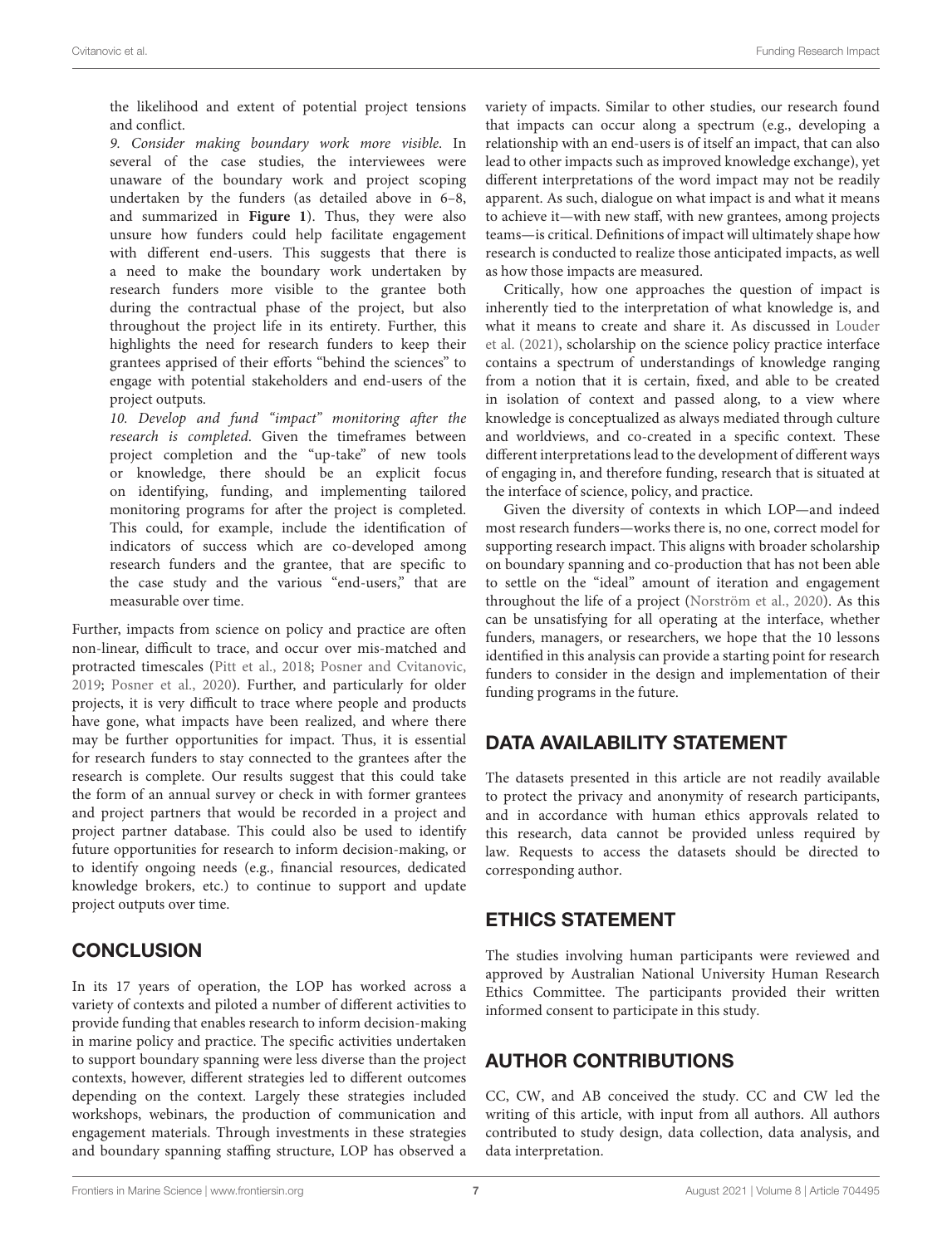the likelihood and extent of potential project tensions and conflict.

*9. Consider making boundary work more visible*. In several of the case studies, the interviewees were unaware of the boundary work and project scoping undertaken by the funders (as detailed above in 6–8, and summarized in **Figure 1**). Thus, they were also unsure how funders could help facilitate engagement with different end-users. This suggests that there is a need to make the boundary work undertaken by research funders more visible to the grantee both during the contractual phase of the project, but also throughout the project life in its entirety. Further, this highlights the need for research funders to keep their grantees apprised of their efforts "behind the sciences" to engage with potential stakeholders and end-users of the project outputs.

*10. Develop and fund "impact" monitoring after the research is completed*. Given the timeframes between project completion and the "up-take" of new tools or knowledge, there should be an explicit focus on identifying, funding, and implementing tailored monitoring programs for after the project is completed. This could, for example, include the identification of indicators of success which are co-developed among research funders and the grantee, that are specific to the case study and the various "end-users," that are measurable over time.

Further, impacts from science on policy and practice are often non-linear, difficult to trace, and occur over mis-matched and protracted timescales (Pitt et al., 2018; Posner and Cvitanovic, 2019; Posner et al., 2020). Further, and particularly for older projects, it is very difficult to trace where people and products have gone, what impacts have been realized, and where there may be further opportunities for impact. Thus, it is essential for research funders to stay connected to the grantees after the research is complete. Our results suggest that this could take the form of an annual survey or check in with former grantees and project partners that would be recorded in a project and project partner database. This could also be used to identify future opportunities for research to inform decision-making, or to identify ongoing needs (e.g., financial resources, dedicated knowledge brokers, etc.) to continue to support and update project outputs over time.

## CONCLUSION

In its 17 years of operation, the LOP has worked across a variety of contexts and piloted a number of different activities to provide funding that enables research to inform decision-making in marine policy and practice. The specific activities undertaken to support boundary spanning were less diverse than the project contexts, however, different strategies led to different outcomes depending on the context. Largely these strategies included workshops, webinars, the production of communication and engagement materials. Through investments in these strategies and boundary spanning staffing structure, LOP has observed a variety of impacts. Similar to other studies, our research found that impacts can occur along a spectrum (e.g., developing a relationship with an end-users is of itself an impact, that can also lead to other impacts such as improved knowledge exchange), yet different interpretations of the word impact may not be readily apparent. As such, dialogue on what impact is and what it means to achieve it—with new staff, with new grantees, among projects teams—is critical. Definitions of impact will ultimately shape how research is conducted to realize those anticipated impacts, as well as how those impacts are measured.

Critically, how one approaches the question of impact is inherently tied to the interpretation of what knowledge is, and what it means to create and share it. As discussed in Louder et al. (2021), scholarship on the science policy practice interface contains a spectrum of understandings of knowledge ranging from a notion that it is certain, fixed, and able to be created in isolation of context and passed along, to a view where knowledge is conceptualized as always mediated through culture and worldviews, and co-created in a specific context. These different interpretations lead to the development of different ways of engaging in, and therefore funding, research that is situated at the interface of science, policy, and practice.

Given the diversity of contexts in which LOP—and indeed most research funders—works there is, no one, correct model for supporting research impact. This aligns with broader scholarship on boundary spanning and co-production that has not been able to settle on the "ideal" amount of iteration and engagement throughout the life of a project (Norström et al., 2020). As this can be unsatisfying for all operating at the interface, whether funders, managers, or researchers, we hope that the 10 lessons identified in this analysis can provide a starting point for research funders to consider in the design and implementation of their funding programs in the future.

## DATA AVAILABILITY STATEMENT

The datasets presented in this article are not readily available to protect the privacy and anonymity of research participants, and in accordance with human ethics approvals related to this research, data cannot be provided unless required by law. Requests to access the datasets should be directed to corresponding author.

## ETHICS STATEMENT

The studies involving human participants were reviewed and approved by Australian National University Human Research Ethics Committee. The participants provided their written informed consent to participate in this study.

## AUTHOR CONTRIBUTIONS

CC, CW, and AB conceived the study. CC and CW led the writing of this article, with input from all authors. All authors contributed to study design, data collection, data analysis, and data interpretation.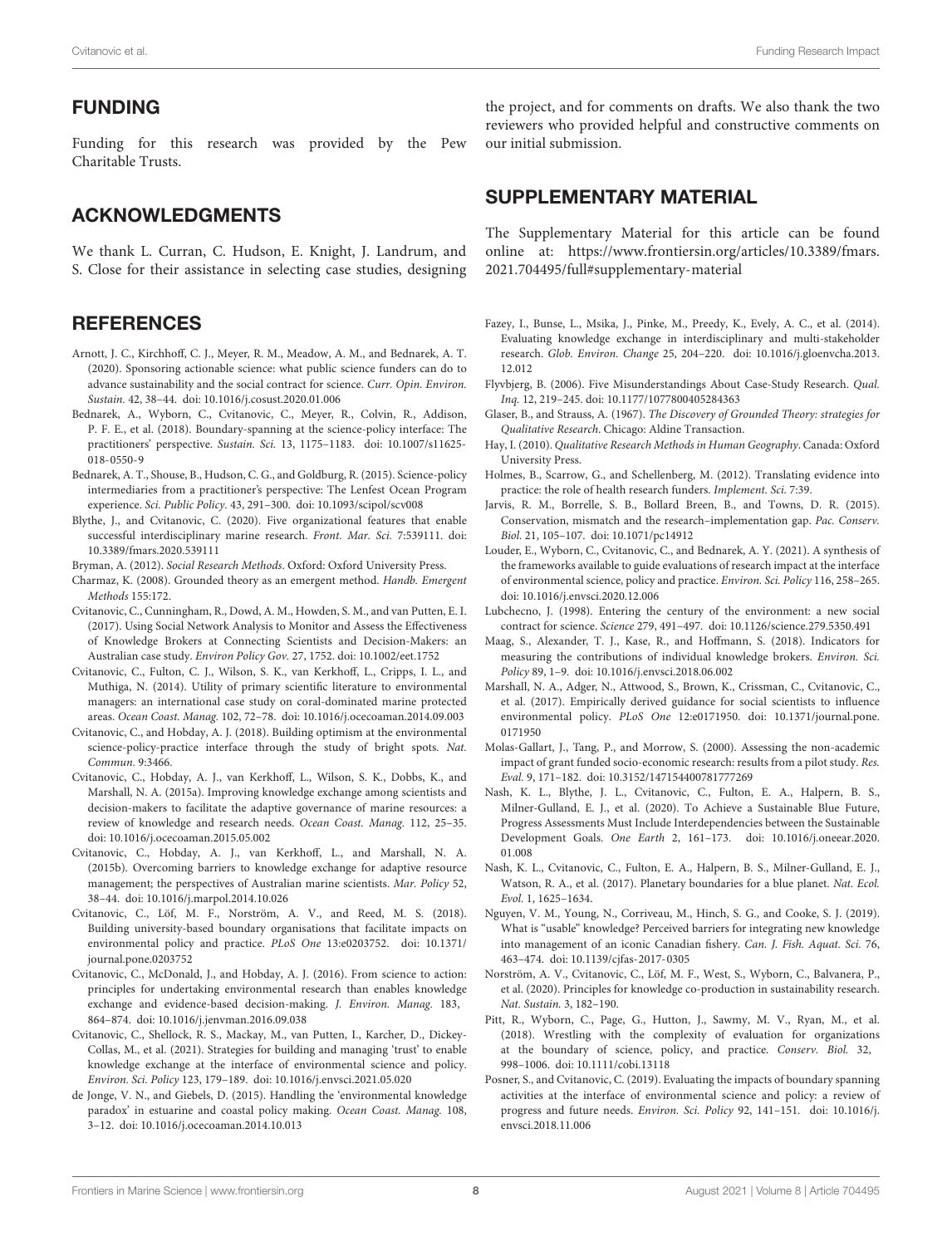## FUNDING

Funding for this research was provided by the Pew Charitable Trusts.

## ACKNOWLEDGMENTS

We thank L. Curran, C. Hudson, E. Knight, J. Landrum, and S. Close for their assistance in selecting case studies, designing the project, and for comments on drafts. We also thank the two reviewers who provided helpful and constructive comments on our initial submission.

## SUPPLEMENTARY MATERIAL

The Supplementary Material for this article can be found online at: https://www.frontiersin.org/articles/10.3389/fmars.2021.704495/full#supplementary-material

## REFERENCES

Arnott, J. C., Kirchhoff, C. J., Meyer, R. M., Meadow, A. M., and Bednarek, A. T. (2020). Sponsoring actionable science: what public science funders can do to advance sustainability and the social contract for science. *Curr. Opin. Environ. Sustain.* 42, 38–44. doi: 10.1016/j.cosust.2020.01.006

Bednarek, A., Wyborn, C., Cvitanovic, C., Meyer, R., Colvin, R., Addison, P. F. E., et al. (2018). Boundary-spanning at the science-policy interface: The practitioners' perspective. *Sustain. Sci.* 13, 1175–1183. doi: 10.1007/s11625-018-0550-9

Bednarek, A. T., Shouse, B., Hudson, C. G., and Goldburg, R. (2015). Science-policy intermediaries from a practitioner's perspective: The Lenfest Ocean Program experience. *Sci. Public Policy.* 43, 291–300. doi: 10.1093/scipol/scv008

Blythe, J., and Cvitanovic, C. (2020). Five organizational features that enable successful interdisciplinary marine research. *Front. Mar. Sci.* 7:539111. doi: 10.3389/fmars.2020.539111

Bryman, A. (2012). *Social Research Methods*. Oxford: Oxford University Press.

Charmaz, K. (2008). Grounded theory as an emergent method. *Handb. Emergent Methods* 155:172.

Cvitanovic, C., Cunningham, R., Dowd, A. M., Howden, S. M., and van Putten, E. I. (2017). Using Social Network Analysis to Monitor and Assess the Effectiveness of Knowledge Brokers at Connecting Scientists and Decision-Makers: an Australian case study. *Environ Policy Gov.* 27, 1752. doi: 10.1002/eet.1752

Cvitanovic, C., Fulton, C. J., Wilson, S. K., van Kerkhoff, L., Cripps, I. L., and Muthiga, N. (2014). Utility of primary scientific literature to environmental managers: an international case study on coral-dominated marine protected areas. *Ocean Coast. Manag.* 102, 72–78. doi: 10.1016/j.ocecoaman.2014.09.003

Cvitanovic, C., and Hobday, A. J. (2018). Building optimism at the environmental science-policy-practice interface through the study of bright spots. *Nat. Commun.* 9:3466.

Cvitanovic, C., Hobday, A. J., van Kerkhoff, L., Wilson, S. K., Dobbs, K., and Marshall, N. A. (2015a). Improving knowledge exchange among scientists and decision-makers to facilitate the adaptive governance of marine resources: a review of knowledge and research needs. *Ocean Coast. Manag.* 112, 25–35. doi: 10.1016/j.ocecoaman.2015.05.002

Cvitanovic, C., Hobday, A. J., van Kerkhoff, L., and Marshall, N. A. (2015b). Overcoming barriers to knowledge exchange for adaptive resource management; the perspectives of Australian marine scientists. *Mar. Policy* 52, 38–44. doi: 10.1016/j.marpol.2014.10.026

Cvitanovic, C., Löf, M. F., Norström, A. V., and Reed, M. S. (2018). Building university-based boundary organisations that facilitate impacts on environmental policy and practice. *PLoS One* 13:e0203752. doi: 10.1371/journal.pone.0203752

Cvitanovic, C., McDonald, J., and Hobday, A. J. (2016). From science to action: principles for undertaking environmental research than enables knowledge exchange and evidence-based decision-making. *J. Environ. Manag.* 183, 864–874. doi: 10.1016/j.jenvman.2016.09.038

Cvitanovic, C., Shellock, R. S., Mackay, M., van Putten, I., Karcher, D., Dickey-Collas, M., et al. (2021). Strategies for building and managing 'trust' to enable knowledge exchange at the interface of environmental science and policy. *Environ. Sci. Policy* 123, 179–189. doi: 10.1016/j.envsci.2021.05.020

de Jonge, V. N., and Giebels, D. (2015). Handling the 'environmental knowledge paradox' in estuarine and coastal policy making. *Ocean Coast. Manag.* 108, 3–12. doi: 10.1016/j.ocecoaman.2014.10.013

Fazey, I., Bunse, L., Msika, J., Pinke, M., Preedy, K., Evely, A. C., et al. (2014). Evaluating knowledge exchange in interdisciplinary and multi-stakeholder research. *Glob. Environ. Change* 25, 204–220. doi: 10.1016/j.gloenvcha.2013.12.012

Flyvbjerg, B. (2006). Five Misunderstandings About Case-Study Research. *Qual. Inq.* 12, 219–245. doi: 10.1177/1077800405284363

Glaser, B., and Strauss, A. (1967). *The Discovery of Grounded Theory: strategies for Qualitative Research*. Chicago: Aldine Transaction.

Hay, I. (2010). *Qualitative Research Methods in Human Geography*. Canada: Oxford University Press.

Holmes, B., Scarrow, G., and Schellenberg, M. (2012). Translating evidence into practice: the role of health research funders. *Implement. Sci.* 7:39.

Jarvis, R. M., Borrelle, S. B., Bollard Breen, B., and Towns, D. R. (2015). Conservation, mismatch and the research–implementation gap. *Pac. Conserv. Biol.* 21, 105–107. doi: 10.1071/pc14912

Louder, E., Wyborn, C., Cvitanovic, C., and Bednarek, A. Y. (2021). A synthesis of the frameworks available to guide evaluations of research impact at the interface of environmental science, policy and practice. *Environ. Sci. Policy* 116, 258–265. doi: 10.1016/j.envsci.2020.12.006

Lubchecno, J. (1998). Entering the century of the environment: a new social contract for science. *Science* 279, 491–497. doi: 10.1126/science.279.5350.491

Maag, S., Alexander, T. J., Kase, R., and Hoffmann, S. (2018). Indicators for measuring the contributions of individual knowledge brokers. *Environ. Sci. Policy* 89, 1–9. doi: 10.1016/j.envsci.2018.06.002

Marshall, N. A., Adger, N., Attwood, S., Brown, K., Crissman, C., Cvitanovic, C., et al. (2017). Empirically derived guidance for social scientists to influence environmental policy. *PLoS One* 12:e0171950. doi: 10.1371/journal.pone.0171950

Molas-Gallart, J., Tang, P., and Morrow, S. (2000). Assessing the non-academic impact of grant funded socio-economic research: results from a pilot study. *Res. Eval.* 9, 171–182. doi: 10.3152/147154400781777269

Nash, K. L., Blythe, J. L., Cvitanovic, C., Fulton, E. A., Halpern, B. S., Milner-Gulland, E. J., et al. (2020). To Achieve a Sustainable Blue Future, Progress Assessments Must Include Interdependencies between the Sustainable Development Goals. *One Earth* 2, 161–173. doi: 10.1016/j.oneear.2020.01.008

Nash, K. L., Cvitanovic, C., Fulton, E. A., Halpern, B. S., Milner-Gulland, E. J., Watson, R. A., et al. (2017). Planetary boundaries for a blue planet. *Nat. Ecol. Evol.* 1, 1625–1634.

Nguyen, V. M., Young, N., Corriveau, M., Hinch, S. G., and Cooke, S. J. (2019). What is "usable" knowledge? Perceived barriers for integrating new knowledge into management of an iconic Canadian fishery. *Can. J. Fish. Aquat. Sci.* 76, 463–474. doi: 10.1139/cjfas-2017-0305

Norström, A. V., Cvitanovic, C., Löf, M. F., West, S., Wyborn, C., Balvanera, P., et al. (2020). Principles for knowledge co-production in sustainability research. *Nat. Sustain.* 3, 182–190.

Pitt, R., Wyborn, C., Page, G., Hutton, J., Sawmy, M. V., Ryan, M., et al. (2018). Wrestling with the complexity of evaluation for organizations at the boundary of science, policy, and practice. *Conserv. Biol.* 32, 998–1006. doi: 10.1111/cobi.13118

Posner, S., and Cvitanovic, C. (2019). Evaluating the impacts of boundary spanning activities at the interface of environmental science and policy: a review of progress and future needs. *Environ. Sci. Policy* 92, 141–151. doi: 10.1016/j.envsci.2018.11.006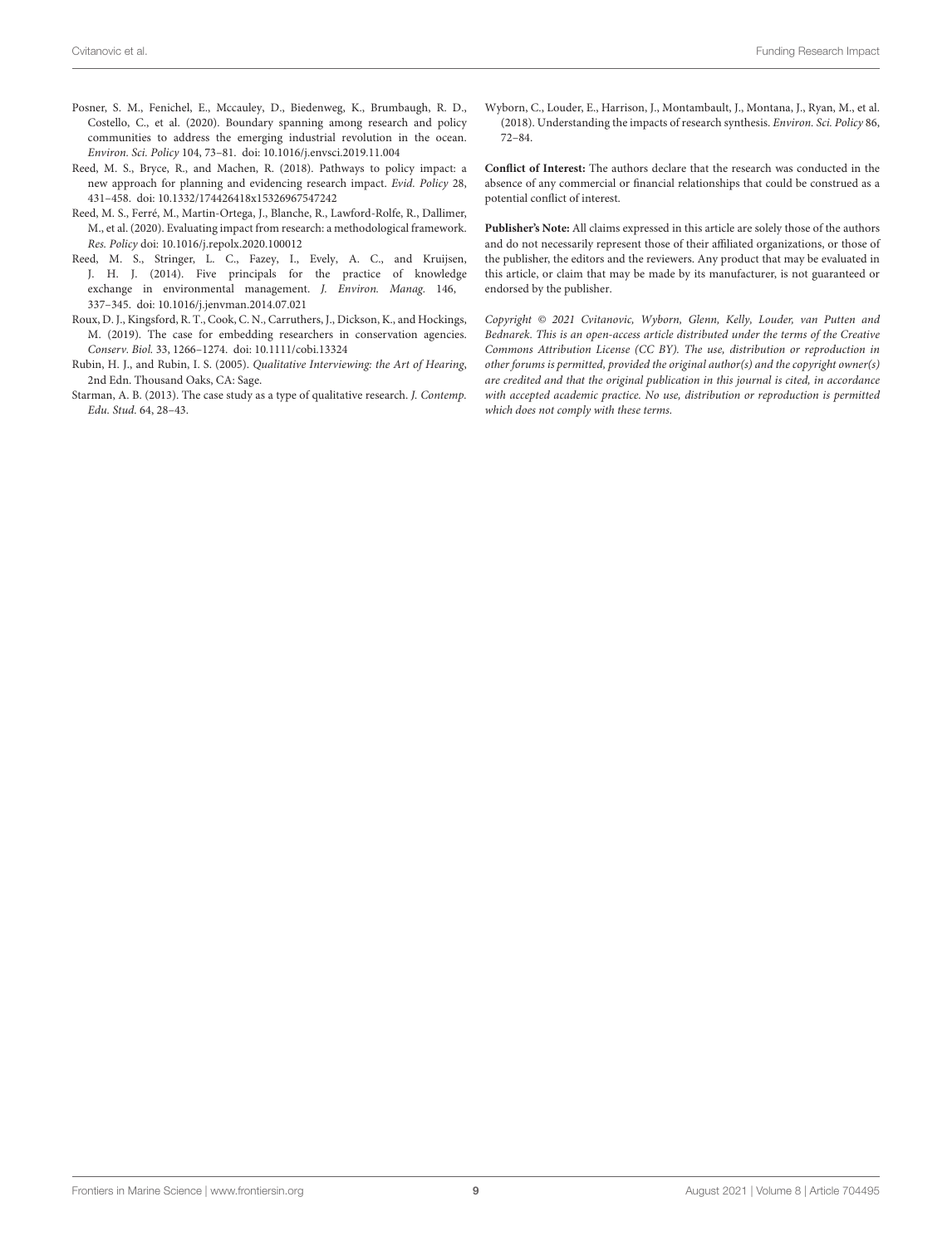Posner, S. M., Fenichel, E., Mccauley, D., Biedenweg, K., Brumbaugh, R. D., Costello, C., et al. (2020). Boundary spanning among research and policy communities to address the emerging industrial revolution in the ocean. *Environ. Sci. Policy* 104, 73–81. doi: 10.1016/j.envsci.2019.11.004

Reed, M. S., Bryce, R., and Machen, R. (2018). Pathways to policy impact: a new approach for planning and evidencing research impact. *Evid. Policy* 28, 431–458. doi: 10.1332/174426418x15326967547242

Reed, M. S., Ferré, M., Martin-Ortega, J., Blanche, R., Lawford-Rolfe, R., Dallimer, M., et al. (2020). Evaluating impact from research: a methodological framework. *Res. Policy* doi: 10.1016/j.repolx.2020.100012

Reed, M. S., Stringer, L. C., Fazey, I., Evely, A. C., and Kruijsen, J. H. J. (2014). Five principals for the practice of knowledge exchange in environmental management. *J. Environ. Manag.* 146, 337–345. doi: 10.1016/j.jenvman.2014.07.021

Roux, D. J., Kingsford, R. T., Cook, C. N., Carruthers, J., Dickson, K., and Hockings, M. (2019). The case for embedding researchers in conservation agencies. *Conserv. Biol.* 33, 1266–1274. doi: 10.1111/cobi.13324

Rubin, H. J., and Rubin, I. S. (2005). *Qualitative Interviewing: the Art of Hearing*, 2nd Edn. Thousand Oaks, CA: Sage.

Starman, A. B. (2013). The case study as a type of qualitative research. *J. Contemp. Edu. Stud.* 64, 28–43.

Wyborn, C., Louder, E., Harrison, J., Montambault, J., Montana, J., Ryan, M., et al. (2018). Understanding the impacts of research synthesis. *Environ. Sci. Policy* 86, 72–84.

**Conflict of Interest:** The authors declare that the research was conducted in the absence of any commercial or financial relationships that could be construed as a potential conflict of interest.

**Publisher's Note:** All claims expressed in this article are solely those of the authors and do not necessarily represent those of their affiliated organizations, or those of the publisher, the editors and the reviewers. Any product that may be evaluated in this article, or claim that may be made by its manufacturer, is not guaranteed or endorsed by the publisher.

*Copyright © 2021 Cvitanovic, Wyborn, Glenn, Kelly, Louder, van Putten and Bednarek. This is an open-access article distributed under the terms of the Creative Commons Attribution License (CC BY). The use, distribution or reproduction in other forums is permitted, provided the original author(s) and the copyright owner(s) are credited and that the original publication in this journal is cited, in accordance with accepted academic practice. No use, distribution or reproduction is permitted which does not comply with these terms.*